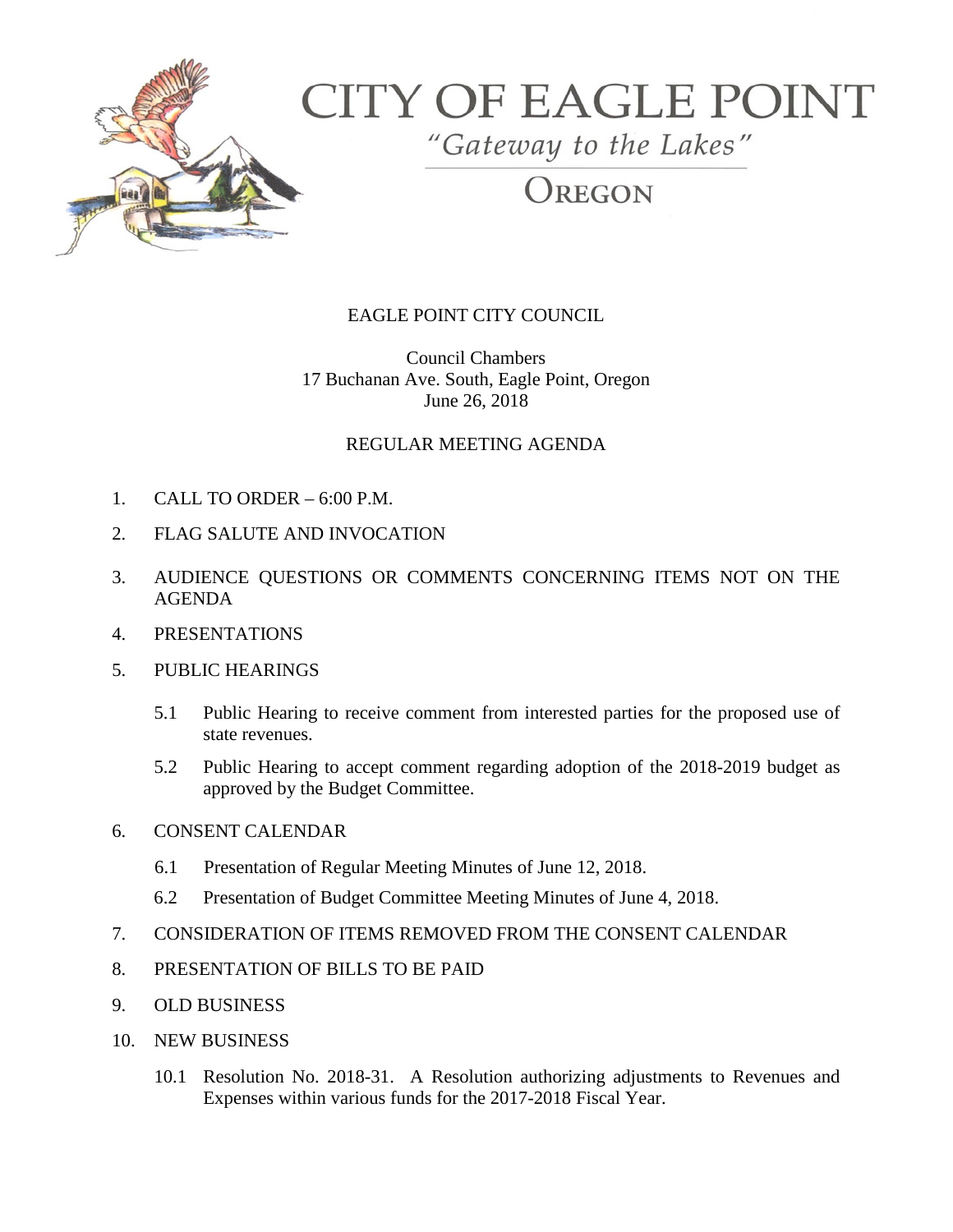# CITY OF EAGLE POINT

*"Gateway to the Lakes"*

OREGON

EAGLE POINT CITY COUNCIL

Council Chambers
17 Buchanan Ave. South, Eagle Point, Oregon
June 26, 2018

REGULAR MEETING AGENDA

1. CALL TO ORDER – 6:00 P.M.
2. FLAG SALUTE AND INVOCATION
3. AUDIENCE QUESTIONS OR COMMENTS CONCERNING ITEMS NOT ON THE AGENDA
4. PRESENTATIONS
5. PUBLIC HEARINGS
   - 5.1 Public Hearing to receive comment from interested parties for the proposed use of state revenues.
   - 5.2 Public Hearing to accept comment regarding adoption of the 2018-2019 budget as approved by the Budget Committee.
6. CONSENT CALENDAR
   - 6.1 Presentation of Regular Meeting Minutes of June 12, 2018.
   - 6.2 Presentation of Budget Committee Meeting Minutes of June 4, 2018.
7. CONSIDERATION OF ITEMS REMOVED FROM THE CONSENT CALENDAR
8. PRESENTATION OF BILLS TO BE PAID
9. OLD BUSINESS
10. NEW BUSINESS
    - 10.1 Resolution No. 2018-31. A Resolution authorizing adjustments to Revenues and Expenses within various funds for the 2017-2018 Fiscal Year.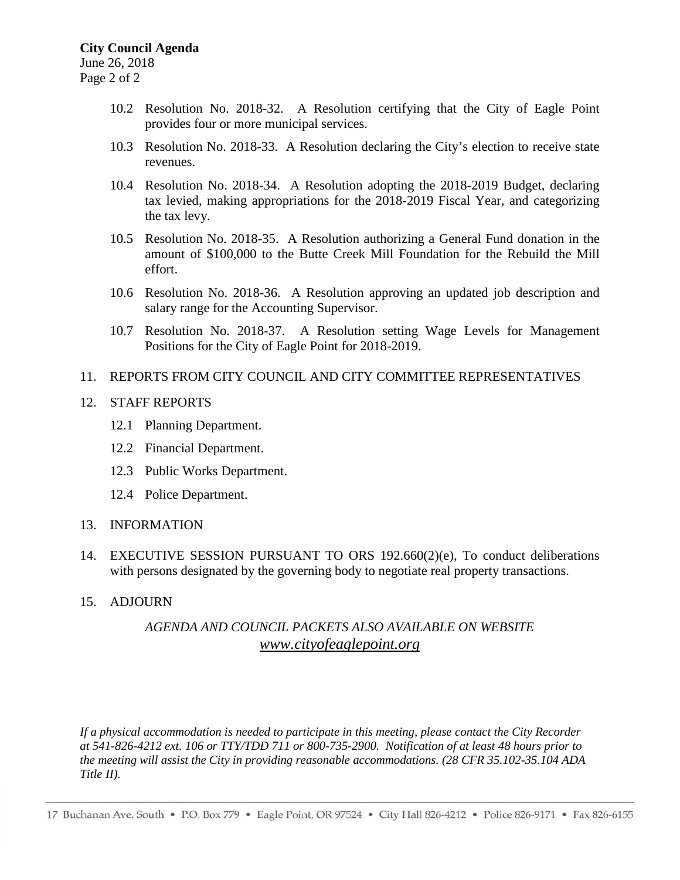10.2 Resolution No. 2018-32. A Resolution certifying that the City of Eagle Point provides four or more municipal services.

10.3 Resolution No. 2018-33. A Resolution declaring the City's election to receive state revenues.

10.4 Resolution No. 2018-34. A Resolution adopting the 2018-2019 Budget, declaring tax levied, making appropriations for the 2018-2019 Fiscal Year, and categorizing the tax levy.

10.5 Resolution No. 2018-35. A Resolution authorizing a General Fund donation in the amount of $100,000 to the Butte Creek Mill Foundation for the Rebuild the Mill effort.

10.6 Resolution No. 2018-36. A Resolution approving an updated job description and salary range for the Accounting Supervisor.

10.7 Resolution No. 2018-37. A Resolution setting Wage Levels for Management Positions for the City of Eagle Point for 2018-2019.

11. REPORTS FROM CITY COUNCIL AND CITY COMMITTEE REPRESENTATIVES

12. STAFF REPORTS

12.1 Planning Department.

12.2 Financial Department.

12.3 Public Works Department.

12.4 Police Department.

13. INFORMATION

14. EXECUTIVE SESSION PURSUANT TO ORS 192.660(2)(e), To conduct deliberations with persons designated by the governing body to negotiate real property transactions.

15. ADJOURN

*AGENDA AND COUNCIL PACKETS ALSO AVAILABLE ON WEBSITE*
*www.cityofeaglepoint.org*

*If a physical accommodation is needed to participate in this meeting, please contact the City Recorder at 541-826-4212 ext. 106 or TTY/TDD 711 or 800-735-2900. Notification of at least 48 hours prior to the meeting will assist the City in providing reasonable accommodations. (28 CFR 35.102-35.104 ADA Title II).*

17 Buchanan Ave. South • P.O. Box 779 • Eagle Point, OR 97524 • City Hall 826-4212 • Police 826-9171 • Fax 826-6155